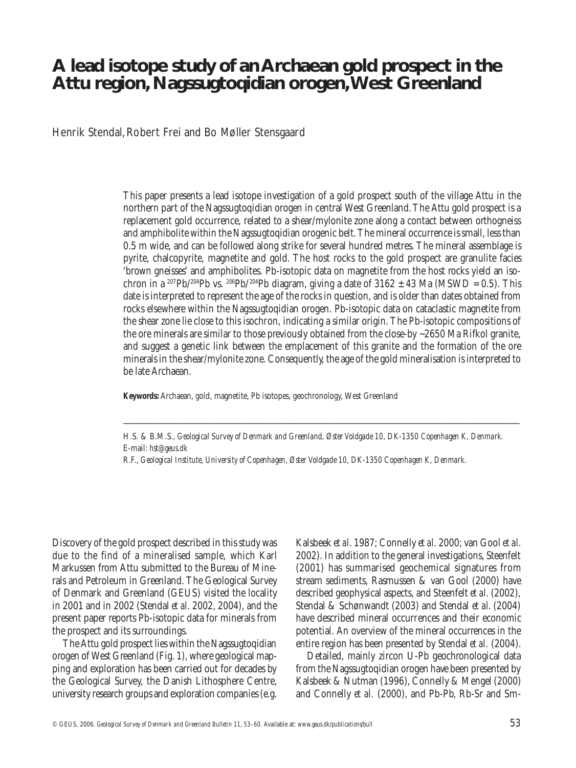# A lead isotope study of an Archaean gold prospect in the Attu region, Nagssugtoqidian orogen, West Greenland

Henrik Stendal, Robert Frei and Bo Møller Stensgaard

This paper presents a lead isotope investigation of a gold prospect south of the village Attu in the northern part of the Nagssugtoqidian orogen in central West Greenland. The Attu gold prospect is a replacement gold occurrence, related to a shear/mylonite zone along a contact between orthogneiss and amphibolite within the Nagssugtoqidian orogenic belt. The mineral occurrence is small, less than 0.5 m wide, and can be followed along strike for several hundred metres. The mineral assemblage is pyrite, chalcopyrite, magnetite and gold. The host rocks to the gold prospect are granulite facies 'brown gneisses' and amphibolites. Pb-isotopic data on magnetite from the host rocks yield an isochron in a $^{207}Pb/^{204}Pb$ vs. $^{206}Pb/^{204}Pb$ diagram, giving a date of 3162 ± 43 Ma (MSWD = 0.5). This date is interpreted to represent the age of the rocks in question, and is older than dates obtained from rocks elsewhere within the Nagssugtoqidian orogen. Pb-isotopic data on cataclastic magnetite from the shear zone lie close to this isochron, indicating a similar origin. The Pb-isotopic compositions of the ore minerals are similar to those previously obtained from the close-by ~2650 Ma Rifkol granite, and suggest a genetic link between the emplacement of this granite and the formation of the ore minerals in the shear/mylonite zone. Consequently, the age of the gold mineralisation is interpreted to be late Archaean.

**Keywords:** Archaean, gold, magnetite, Pb isotopes, geochronology, West Greenland

H.S. & B.M.S., *Geological Survey of Denmark and Greenland, Øster Voldgade 10, DK-1350 Copenhagen K, Denmark.* E-mail: *hst@geus.dk*

R.F., *Geological Institute, University of Copenhagen, Øster Voldgade 10, DK-1350 Copenhagen K, Denmark.*

Discovery of the gold prospect described in this study was due to the find of a mineralised sample, which Karl Markussen from Attu submitted to the Bureau of Minerals and Petroleum in Greenland. The Geological Survey of Denmark and Greenland (GEUS) visited the locality in 2001 and in 2002 (Stendal *et al.* 2002, 2004), and the present paper reports Pb-isotopic data for minerals from the prospect and its surroundings.

The Attu gold prospect lies within the Nagssugtoqidian orogen of West Greenland (Fig. 1), where geological mapping and exploration has been carried out for decades by the Geological Survey, the Danish Lithosphere Centre, university research groups and exploration companies (e.g. Kalsbeek *et al.* 1987; Connelly *et al.* 2000; van Gool *et al.* 2002). In addition to the general investigations, Steenfelt (2001) has summarised geochemical signatures from stream sediments, Rasmussen & van Gool (2000) have described geophysical aspects, and Steenfelt *et al.* (2002), Stendal & Schønwandt (2003) and Stendal *et al.* (2004) have described mineral occurrences and their economic potential. An overview of the mineral occurrences in the entire region has been presented by Stendal *et al.* (2004).

Detailed, mainly zircon U-Pb geochronological data from the Nagssugtoqidian orogen have been presented by Kalsbeek & Nutman (1996), Connelly & Mengel (2000) and Connelly *et al.* (2000), and Pb-Pb, Rb-Sr and Sm-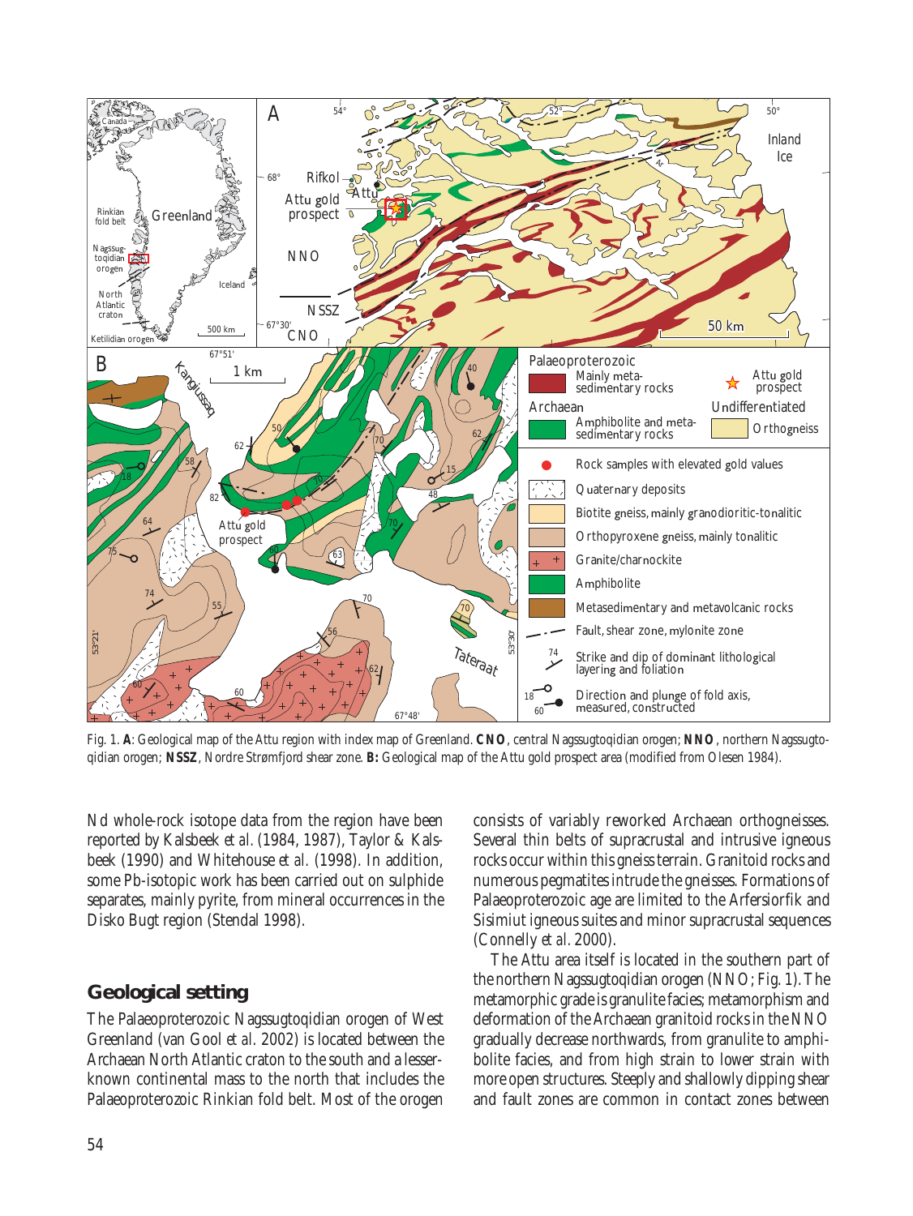Fig. 1. **A**: Geological map of the Attu region with index map of Greenland. **CNO**, central Nagssugtoqidian orogen; **NNO**, northern Nagssugtoqidian orogen; **NSSZ**, Nordre Strømfjord shear zone. **B:** Geological map of the Attu gold prospect area (modified from Olesen 1984).

Nd whole-rock isotope data from the region have been reported by Kalsbeek *et al.* (1984, 1987), Taylor & Kalsbeek (1990) and Whitehouse *et al.* (1998). In addition, some Pb-isotopic work has been carried out on sulphide separates, mainly pyrite, from mineral occurrences in the Disko Bugt region (Stendal 1998).

## Geological setting

The Palaeoproterozoic Nagssugtoqidian orogen of West Greenland (van Gool *et al.* 2002) is located between the Archaean North Atlantic craton to the south and a lesser-known continental mass to the north that includes the Palaeoproterozoic Rinkian fold belt. Most of the orogen consists of variably reworked Archaean orthogneisses. Several thin belts of supracrustal and intrusive igneous rocks occur within this gneiss terrain. Granitoid rocks and numerous pegmatites intrude the gneisses. Formations of Palaeoproterozoic age are limited to the Arfersiorfik and Sisimiut igneous suites and minor supracrustal sequences (Connelly *et al.* 2000).

The Attu area itself is located in the southern part of the northern Nagssugtoqidian orogen (NNO; Fig. 1). The metamorphic grade is granulite facies; metamorphism and deformation of the Archaean granitoid rocks in the NNO gradually decrease northwards, from granulite to amphibolite facies, and from high strain to lower strain with more open structures. Steeply and shallowly dipping shear and fault zones are common in contact zones between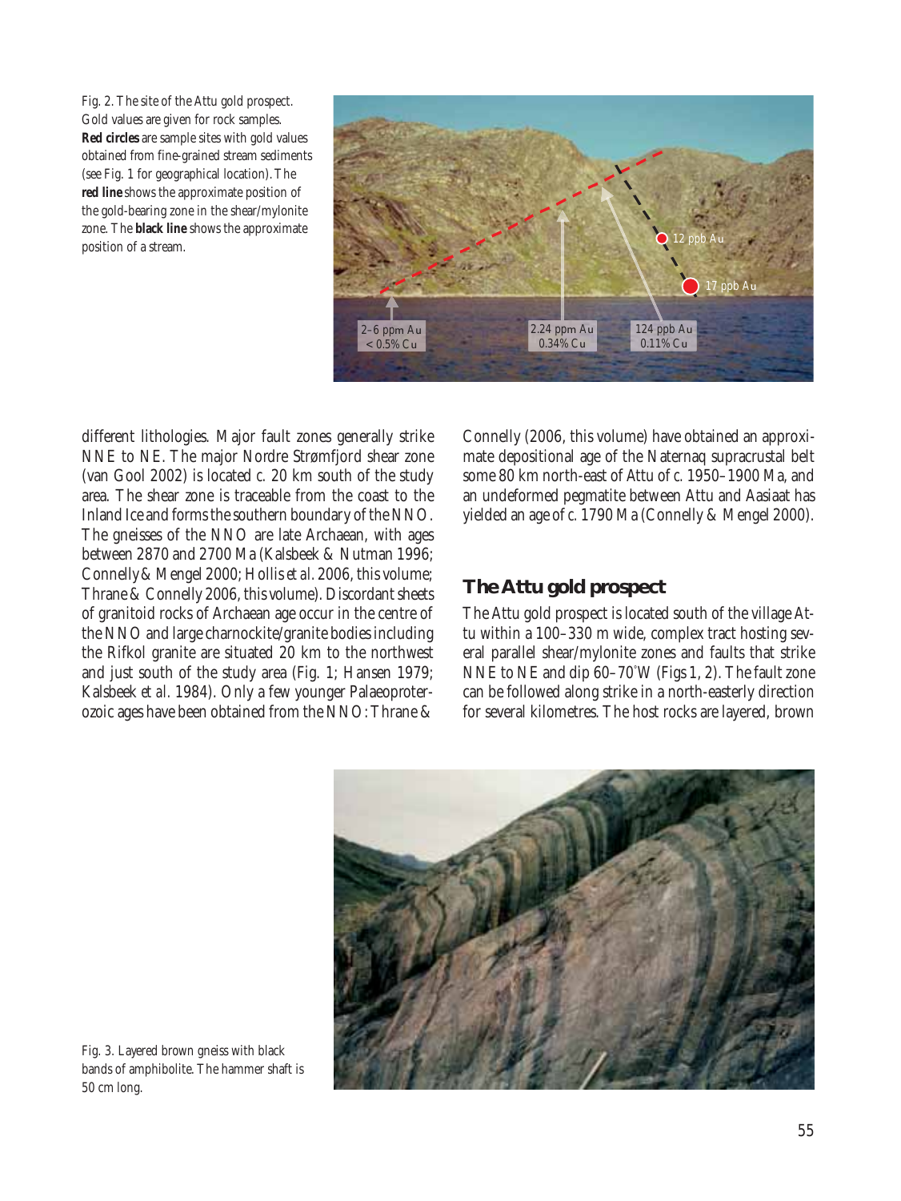Fig. 2. The site of the Attu gold prospect. Gold values are given for rock samples. **Red circles** are sample sites with gold values obtained from fine-grained stream sediments (see Fig. 1 for geographical location). The **red line** shows the approximate position of the gold-bearing zone in the shear/mylonite zone. The **black line** shows the approximate position of a stream.

different lithologies. Major fault zones generally strike NNE to NE. The major Nordre Strømfjord shear zone (van Gool 2002) is located *c.* 20 km south of the study area. The shear zone is traceable from the coast to the Inland Ice and forms the southern boundary of the NNO. The gneisses of the NNO are late Archaean, with ages between 2870 and 2700 Ma (Kalsbeek & Nutman 1996; Connelly & Mengel 2000; Hollis *et al.* 2006, this volume; Thrane & Connelly 2006, this volume). Discordant sheets of granitoid rocks of Archaean age occur in the centre of the NNO and large charnockite/granite bodies including the Rifkol granite are situated 20 km to the northwest and just south of the study area (Fig. 1; Hansen 1979; Kalsbeek *et al.* 1984). Only a few younger Palaeoproterozoic ages have been obtained from the NNO: Thrane & Connelly (2006, this volume) have obtained an approximate depositional age of the Naternaq supracrustal belt some 80 km north-east of Attu of *c.* 1950–1900 Ma, and an undeformed pegmatite between Attu and Aasiaat has yielded an age of *c.* 1790 Ma (Connelly & Mengel 2000).

## The Attu gold prospect

The Attu gold prospect is located south of the village Attu within a 100–330 m wide, complex tract hosting several parallel shear/mylonite zones and faults that strike NNE to NE and dip 60–70°W (Figs 1, 2). The fault zone can be followed along strike in a north-easterly direction for several kilometres. The host rocks are layered, brown

Fig. 3. Layered brown gneiss with black bands of amphibolite. The hammer shaft is 50 cm long.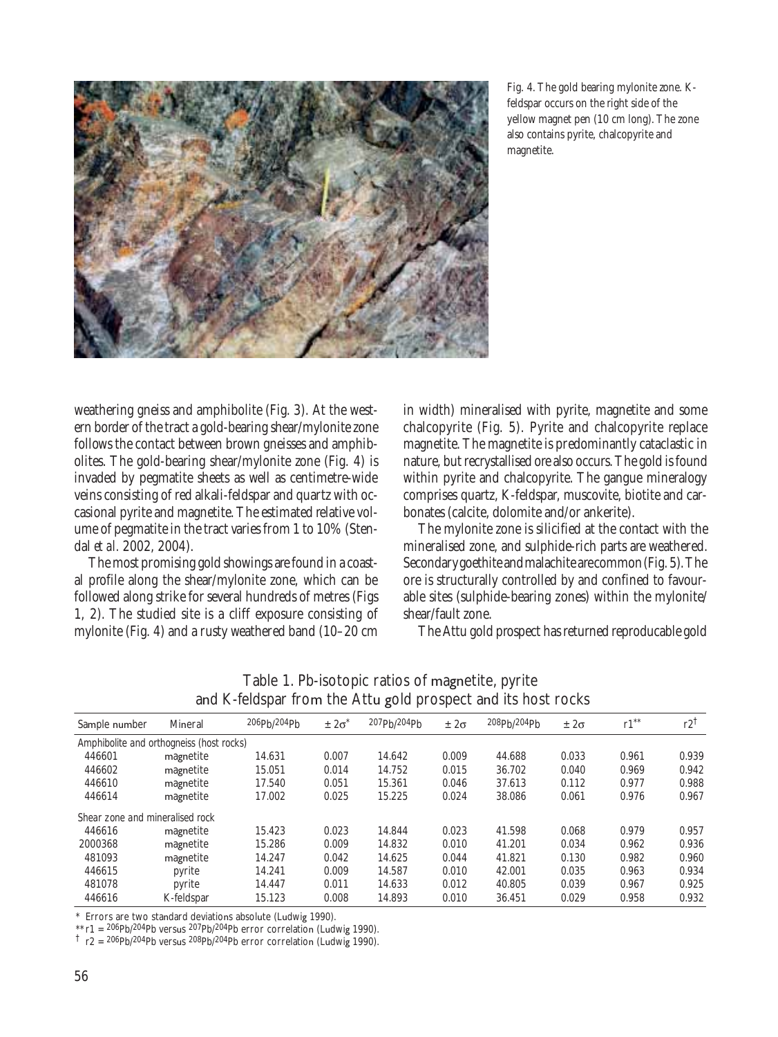Fig. 4. The gold bearing mylonite zone. K-feldspar occurs on the right side of the yellow magnet pen (10 cm long). The zone also contains pyrite, chalcopyrite and magnetite.

weathering gneiss and amphibolite (Fig. 3). At the western border of the tract a gold-bearing shear/mylonite zone follows the contact between brown gneisses and amphibolites. The gold-bearing shear/mylonite zone (Fig. 4) is invaded by pegmatite sheets as well as centimetre-wide veins consisting of red alkali-feldspar and quartz with occasional pyrite and magnetite. The estimated relative volume of pegmatite in the tract varies from 1 to 10% (Stendal *et al.* 2002, 2004).

The most promising gold showings are found in a coastal profile along the shear/mylonite zone, which can be followed along strike for several hundreds of metres (Figs 1, 2). The studied site is a cliff exposure consisting of mylonite (Fig. 4) and a rusty weathered band (10–20 cm in width) mineralised with pyrite, magnetite and some chalcopyrite (Fig. 5). Pyrite and chalcopyrite replace magnetite. The magnetite is predominantly cataclastic in nature, but recrystallised ore also occurs. The gold is found within pyrite and chalcopyrite. The gangue mineralogy comprises quartz, K-feldspar, muscovite, biotite and carbonates (calcite, dolomite and/or ankerite).

The mylonite zone is silicified at the contact with the mineralised zone, and sulphide-rich parts are weathered. Secondary goethite and malachite are common (Fig. 5). The ore is structurally controlled by and confined to favourable sites (sulphide-bearing zones) within the mylonite/shear/fault zone.

The Attu gold prospect has returned reproducable gold

Table 1. Pb-isotopic ratios of magnetite, pyrite and K-feldspar from the Attu gold prospect and its host rocks

| Sample number | Mineral | $^{206}Pb/^{204}Pb$ | $\pm 2\sigma$* | $^{207}Pb/^{204}Pb$ | $\pm 2\sigma$ | $^{208}Pb/^{204}Pb$ | $\pm 2\sigma$ | r1** | r2† |
|---|---|---|---|---|---|---|---|---|---|
| *Amphibolite and orthogneiss (host rocks)* | | | | | | | | | |
| 446601 | magnetite | 14.631 | 0.007 | 14.642 | 0.009 | 44.688 | 0.033 | 0.961 | 0.939 |
| 446602 | magnetite | 15.051 | 0.014 | 14.752 | 0.015 | 36.702 | 0.040 | 0.969 | 0.942 |
| 446610 | magnetite | 17.540 | 0.051 | 15.361 | 0.046 | 37.613 | 0.112 | 0.977 | 0.988 |
| 446614 | magnetite | 17.002 | 0.025 | 15.225 | 0.024 | 38.086 | 0.061 | 0.976 | 0.967 |
| *Shear zone and mineralised rock* | | | | | | | | | |
| 446616 | magnetite | 15.423 | 0.023 | 14.844 | 0.023 | 41.598 | 0.068 | 0.979 | 0.957 |
| 2000368 | magnetite | 15.286 | 0.009 | 14.832 | 0.010 | 41.201 | 0.034 | 0.962 | 0.936 |
| 481093 | magnetite | 14.247 | 0.042 | 14.625 | 0.044 | 41.821 | 0.130 | 0.982 | 0.960 |
| 446615 | pyrite | 14.241 | 0.009 | 14.587 | 0.010 | 42.001 | 0.035 | 0.963 | 0.934 |
| 481078 | pyrite | 14.447 | 0.011 | 14.633 | 0.012 | 40.805 | 0.039 | 0.967 | 0.925 |
| 446616 | K-feldspar | 15.123 | 0.008 | 14.893 | 0.010 | 36.451 | 0.029 | 0.958 | 0.932 |

\* Errors are two standard deviations absolute (Ludwig 1990).
** r1 = $^{206}Pb/^{204}Pb$ versus $^{207}Pb/^{204}Pb$ error correlation (Ludwig 1990).
† r2 = $^{206}Pb/^{204}Pb$ versus $^{208}Pb/^{204}Pb$ error correlation (Ludwig 1990).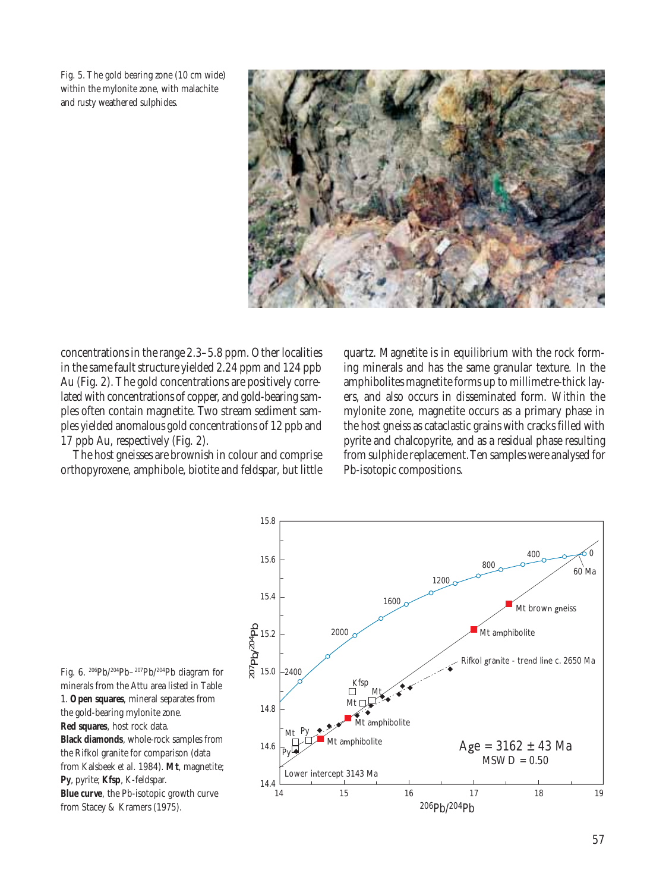Fig. 5. The gold bearing zone (10 cm wide) within the mylonite zone, with malachite and rusty weathered sulphides.

concentrations in the range 2.3–5.8 ppm. Other localities in the same fault structure yielded 2.24 ppm and 124 ppb Au (Fig. 2). The gold concentrations are positively correlated with concentrations of copper, and gold-bearing samples often contain magnetite. Two stream sediment samples yielded anomalous gold concentrations of 12 ppb and 17 ppb Au, respectively (Fig. 2).

The host gneisses are brownish in colour and comprise orthopyroxene, amphibole, biotite and feldspar, but little quartz. Magnetite is in equilibrium with the rock forming minerals and has the same granular texture. In the amphibolites magnetite forms up to millimetre-thick layers, and also occurs in disseminated form. Within the mylonite zone, magnetite occurs as a primary phase in the host gneiss as cataclastic grains with cracks filled with pyrite and chalcopyrite, and as a residual phase resulting from sulphide replacement. Ten samples were analysed for Pb-isotopic compositions.

Fig. 6. $^{206}Pb/^{204}Pb$–$^{207}Pb/^{204}Pb$ diagram for minerals from the Attu area listed in Table 1. **Open squares**, mineral separates from the gold-bearing mylonite zone. **Red squares**, host rock data. **Black diamonds**, whole-rock samples from the Rifkol granite for comparison (data from Kalsbeek *et al.* 1984). **Mt**, magnetite; **Py**, pyrite; **Kfsp**, K-feldspar. **Blue curve**, the Pb-isotopic growth curve from Stacey & Kramers (1975).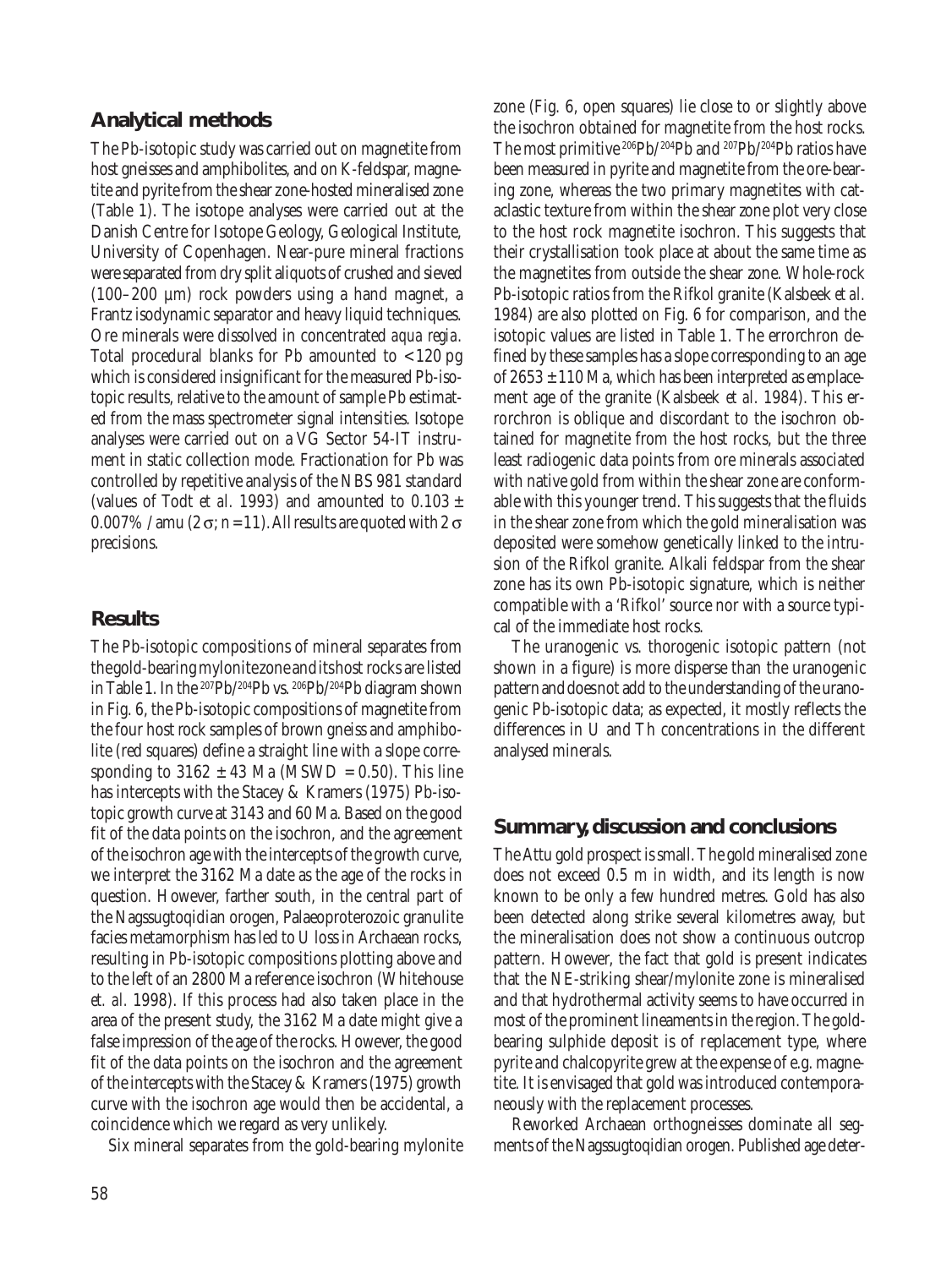## Analytical methods

The Pb-isotopic study was carried out on magnetite from host gneisses and amphibolites, and on K-feldspar, magnetite and pyrite from the shear zone-hosted mineralised zone (Table 1). The isotope analyses were carried out at the Danish Centre for Isotope Geology, Geological Institute, University of Copenhagen. Near-pure mineral fractions were separated from dry split aliquots of crushed and sieved (100–200 µm) rock powders using a hand magnet, a Frantz isodynamic separator and heavy liquid techniques. Ore minerals were dissolved in concentrated *aqua regia*. Total procedural blanks for Pb amounted to < 120 pg which is considered insignificant for the measured Pb-isotopic results, relative to the amount of sample Pb estimated from the mass spectrometer signal intensities. Isotope analyses were carried out on a VG Sector 54-IT instrument in static collection mode. Fractionation for Pb was controlled by repetitive analysis of the NBS 981 standard (values of Todt *et al.* 1993) and amounted to $0.103 \pm 0.007\%$ / amu ($2\sigma$; $n = 11$). All results are quoted with $2\sigma$ precisions.

## Results

The Pb-isotopic compositions of mineral separates from the gold-bearing mylonite zone and its host rocks are listed in Table 1. In the $^{207}Pb/^{204}Pb$ vs. $^{206}Pb/^{204}Pb$ diagram shown in Fig. 6, the Pb-isotopic compositions of magnetite from the four host rock samples of brown gneiss and amphibolite (red squares) define a straight line with a slope corresponding to $3162 \pm 43$ Ma (MSWD = 0.50). This line has intercepts with the Stacey & Kramers (1975) Pb-isotopic growth curve at 3143 and 60 Ma. Based on the good fit of the data points on the isochron, and the agreement of the isochron age with the intercepts of the growth curve, we interpret the 3162 Ma date as the age of the rocks in question. However, farther south, in the central part of the Nagssugtoqidian orogen, Palaeoproterozoic granulite facies metamorphism has led to U loss in Archaean rocks, resulting in Pb-isotopic compositions plotting above and to the left of an 2800 Ma reference isochron (Whitehouse *et. al.* 1998). If this process had also taken place in the area of the present study, the 3162 Ma date might give a false impression of the age of the rocks. However, the good fit of the data points on the isochron and the agreement of the intercepts with the Stacey & Kramers (1975) growth curve with the isochron age would then be accidental, a coincidence which we regard as very unlikely.

Six mineral separates from the gold-bearing mylonite zone (Fig. 6, open squares) lie close to or slightly above the isochron obtained for magnetite from the host rocks. The most primitive $^{206}Pb/^{204}Pb$ and $^{207}Pb/^{204}Pb$ ratios have been measured in pyrite and magnetite from the ore-bearing zone, whereas the two primary magnetites with cataclastic texture from within the shear zone plot very close to the host rock magnetite isochron. This suggests that their crystallisation took place at about the same time as the magnetites from outside the shear zone. Whole-rock Pb-isotopic ratios from the Rifkol granite (Kalsbeek *et al.* 1984) are also plotted on Fig. 6 for comparison, and the isotopic values are listed in Table 1. The errorchron defined by these samples has a slope corresponding to an age of $2653 \pm 110$ Ma, which has been interpreted as emplacement age of the granite (Kalsbeek *et al.* 1984). This errorchron is oblique and discordant to the isochron obtained for magnetite from the host rocks, but the three least radiogenic data points from ore minerals associated with native gold from within the shear zone are conformable with this younger trend. This suggests that the fluids in the shear zone from which the gold mineralisation was deposited were somehow genetically linked to the intrusion of the Rifkol granite. Alkali feldspar from the shear zone has its own Pb-isotopic signature, which is neither compatible with a 'Rifkol' source nor with a source typical of the immediate host rocks.

The uranogenic vs. thorogenic isotopic pattern (not shown in a figure) is more disperse than the uranogenic pattern and does not add to the understanding of the uranogenic Pb-isotopic data; as expected, it mostly reflects the differences in U and Th concentrations in the different analysed minerals.

## Summary, discussion and conclusions

The Attu gold prospect is small. The gold mineralised zone does not exceed 0.5 m in width, and its length is now known to be only a few hundred metres. Gold has also been detected along strike several kilometres away, but the mineralisation does not show a continuous outcrop pattern. However, the fact that gold is present indicates that the NE-striking shear/mylonite zone is mineralised and that hydrothermal activity seems to have occurred in most of the prominent lineaments in the region. The gold-bearing sulphide deposit is of replacement type, where pyrite and chalcopyrite grew at the expense of e.g. magnetite. It is envisaged that gold was introduced contemporaneously with the replacement processes.

Reworked Archaean orthogneisses dominate all segments of the Nagssugtoqidian orogen. Published age deter-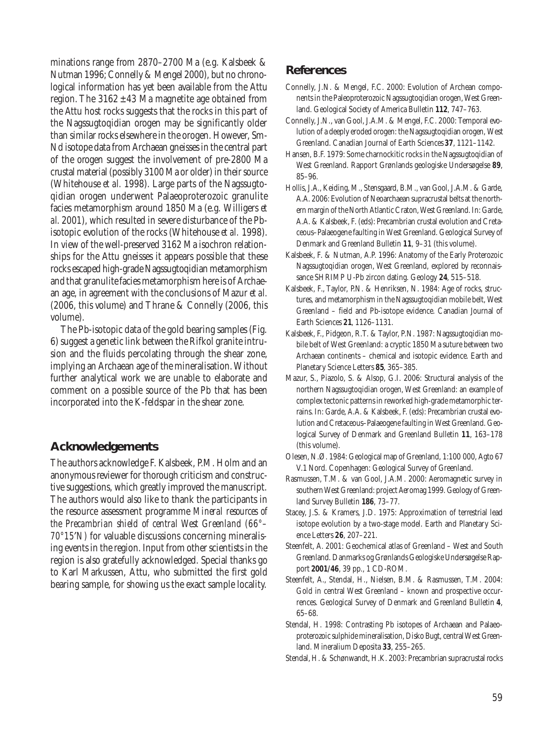minations range from 2870–2700 Ma (e.g. Kalsbeek & Nutman 1996; Connelly & Mengel 2000), but no chronological information has yet been available from the Attu region. The 3162 ± 43 Ma magnetite age obtained from the Attu host rocks suggests that the rocks in this part of the Nagssugtoqidian orogen may be significantly older than similar rocks elsewhere in the orogen. However, Sm-Nd isotope data from Archaean gneisses in the central part of the orogen suggest the involvement of pre-2800 Ma crustal material (possibly 3100 Ma or older) in their source (Whitehouse *et al.* 1998). Large parts of the Nagssugtoqidian orogen underwent Palaeoproterozoic granulite facies metamorphism around 1850 Ma (e.g. Willigers *et al.* 2001), which resulted in severe disturbance of the Pb-isotopic evolution of the rocks (Whitehouse *et al.* 1998). In view of the well-preserved 3162 Ma isochron relationships for the Attu gneisses it appears possible that these rocks escaped high-grade Nagssugtoqidian metamorphism and that granulite facies metamorphism here is of Archaean age, in agreement with the conclusions of Mazur *et al.* (2006, this volume) and Thrane & Connelly (2006, this volume).

The Pb-isotopic data of the gold bearing samples (Fig. 6) suggest a genetic link between the Rifkol granite intrusion and the fluids percolating through the shear zone, implying an Archaean age of the mineralisation. Without further analytical work we are unable to elaborate and comment on a possible source of the Pb that has been incorporated into the K-feldspar in the shear zone.

## Acknowledgements

The authors acknowledge F. Kalsbeek, P.M. Holm and an anonymous reviewer for thorough criticism and constructive suggestions, which greatly improved the manuscript. The authors would also like to thank the participants in the resource assessment programme *Mineral resources of the Precambrian shield of central West Greenland (66°–70°15′N)* for valuable discussions concerning mineralising events in the region. Input from other scientists in the region is also gratefully acknowledged. Special thanks go to Karl Markussen, Attu, who submitted the first gold bearing sample, for showing us the exact sample locality.

## References

Connelly, J.N. & Mengel, F.C. 2000: Evolution of Archean components in the Paleoproterozoic Nagssugtoqidian orogen, West Greenland. Geological Society of America Bulletin **112**, 747–763.

Connelly, J.N., van Gool, J.A.M. & Mengel, F.C. 2000: Temporal evolution of a deeply eroded orogen: the Nagssugtoqidian orogen, West Greenland. Canadian Journal of Earth Sciences **37**, 1121–1142.

Hansen, B.F. 1979: Some charnockitic rocks in the Nagssugtoqidian of West Greenland. Rapport Grønlands geologiske Undersøgelse **89**, 85–96.

Hollis, J.A., Keiding, M., Stensgaard, B.M., van Gool, J.A.M. & Garde, A.A. 2006: Evolution of Neoarchaean supracrustal belts at the northern margin of the North Atlantic Craton, West Greenland. In: Garde, A.A. & Kalsbeek, F. (eds): Precambrian crustal evolution and Cretaceous–Palaeogene faulting in West Greenland. Geological Survey of Denmark and Greenland Bulletin **11**, 9–31 (this volume).

Kalsbeek, F. & Nutman, A.P. 1996: Anatomy of the Early Proterozoic Nagssugtoqidian orogen, West Greenland, explored by reconnaissance SHRIMP U-Pb zircon dating. Geology **24**, 515–518.

Kalsbeek, F., Taylor, P.N. & Henriksen, N. 1984: Age of rocks, structures, and metamorphism in the Nagssugtoqidian mobile belt, West Greenland – field and Pb-isotope evidence. Canadian Journal of Earth Sciences **21**, 1126–1131.

Kalsbeek, F., Pidgeon, R.T. & Taylor, P.N. 1987: Nagssugtoqidian mobile belt of West Greenland: a cryptic 1850 Ma suture between two Archaean continents – chemical and isotopic evidence. Earth and Planetary Science Letters **85**, 365–385.

Mazur, S., Piazolo, S. & Alsop, G.I. 2006: Structural analysis of the northern Nagssugtoqidian orogen, West Greenland: an example of complex tectonic patterns in reworked high-grade metamorphic terrains. In: Garde, A.A. & Kalsbeek, F. (eds): Precambrian crustal evolution and Cretaceous–Palaeogene faulting in West Greenland. Geological Survey of Denmark and Greenland Bulletin **11**, 163–178 (this volume).

Olesen, N.Ø. 1984: Geological map of Greenland, 1:100 000, Agto 67 V.1 Nord. Copenhagen: Geological Survey of Greenland.

Rasmussen, T.M. & van Gool, J.A.M. 2000: Aeromagnetic survey in southern West Greenland: project Aeromag 1999. Geology of Greenland Survey Bulletin **186**, 73–77.

Stacey, J.S. & Kramers, J.D. 1975: Approximation of terrestrial lead isotope evolution by a two-stage model. Earth and Planetary Science Letters **26**, 207–221.

Steenfelt, A. 2001: Geochemical atlas of Greenland – West and South Greenland. Danmarks og Grønlands Geologiske Undersøgelse Rapport **2001/46**, 39 pp., 1 CD-ROM.

Steenfelt, A., Stendal, H., Nielsen, B.M. & Rasmussen, T.M. 2004: Gold in central West Greenland – known and prospective occurrences. Geological Survey of Denmark and Greenland Bulletin **4**, 65–68.

Stendal, H. 1998: Contrasting Pb isotopes of Archaean and Palaeoproterozoic sulphide mineralisation, Disko Bugt, central West Greenland. Mineralium Deposita **33**, 255–265.

Stendal, H. & Schønwandt, H.K. 2003: Precambrian supracrustal rocks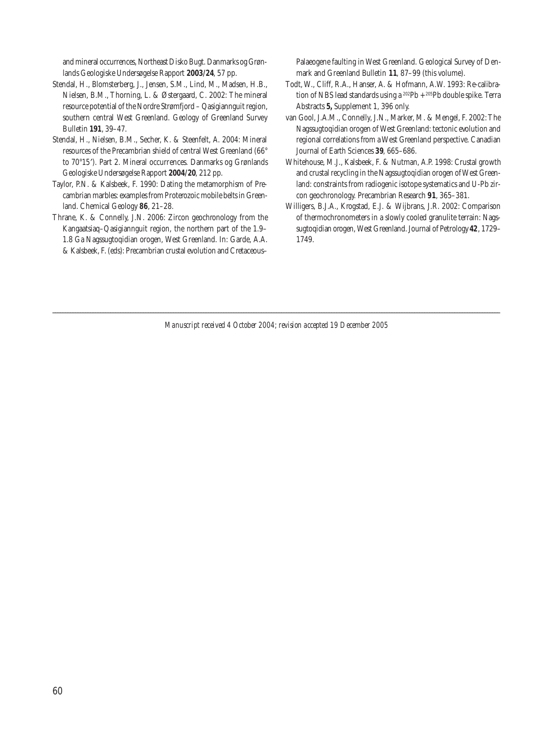and mineral occurrences, Northeast Disko Bugt. Danmarks og Grønlands Geologiske Undersøgelse Rapport **2003/24**, 57 pp.

Stendal, H., Blomsterberg, J., Jensen, S.M., Lind, M., Madsen, H.B., Nielsen, B.M., Thorning, L. & Østergaard, C. 2002: The mineral resource potential of the Nordre Strømfjord – Qasigiannguit region, southern central West Greenland. Geology of Greenland Survey Bulletin **191**, 39–47.

Stendal, H., Nielsen, B.M., Secher, K. & Steenfelt, A. 2004: Mineral resources of the Precambrian shield of central West Greenland (66° to 70°15′). Part 2. Mineral occurrences. Danmarks og Grønlands Geologiske Undersøgelse Rapport **2004/20**, 212 pp.

Taylor, P.N. & Kalsbeek, F. 1990: Dating the metamorphism of Precambrian marbles: examples from Proterozoic mobile belts in Greenland. Chemical Geology **86**, 21–28.

Thrane, K. & Connelly, J.N. 2006: Zircon geochronology from the Kangaatsiaq–Qasigiannguit region, the northern part of the 1.9–1.8 Ga Nagssugtoqidian orogen, West Greenland. In: Garde, A.A. & Kalsbeek, F. (eds): Precambrian crustal evolution and Cretaceous–Palaeogene faulting in West Greenland. Geological Survey of Denmark and Greenland Bulletin **11**, 87–99 (this volume).

Todt, W., Cliff, R.A., Hanser, A. & Hofmann, A.W. 1993: Re-calibration of NBS lead standards using a $^{202}$Pb + $^{205}$Pb double spike. Terra Abstracts **5,** Supplement 1, 396 only.

van Gool, J.A.M., Connelly, J.N., Marker, M. & Mengel, F. 2002: The Nagssugtoqidian orogen of West Greenland: tectonic evolution and regional correlations from a West Greenland perspective. Canadian Journal of Earth Sciences **39**, 665–686.

Whitehouse, M.J., Kalsbeek, F. & Nutman, A.P. 1998: Crustal growth and crustal recycling in the Nagssugtoqidian orogen of West Greenland: constraints from radiogenic isotope systematics and U-Pb zircon geochronology. Precambrian Research **91**, 365–381.

Willigers, B.J.A., Krogstad, E.J. & Wijbrans, J.R. 2002: Comparison of thermochronometers in a slowly cooled granulite terrain: Nagssugtoqidian orogen, West Greenland. Journal of Petrology **42**, 1729–1749.

---

*Manuscript received 4 October 2004; revision accepted 19 December 2005*